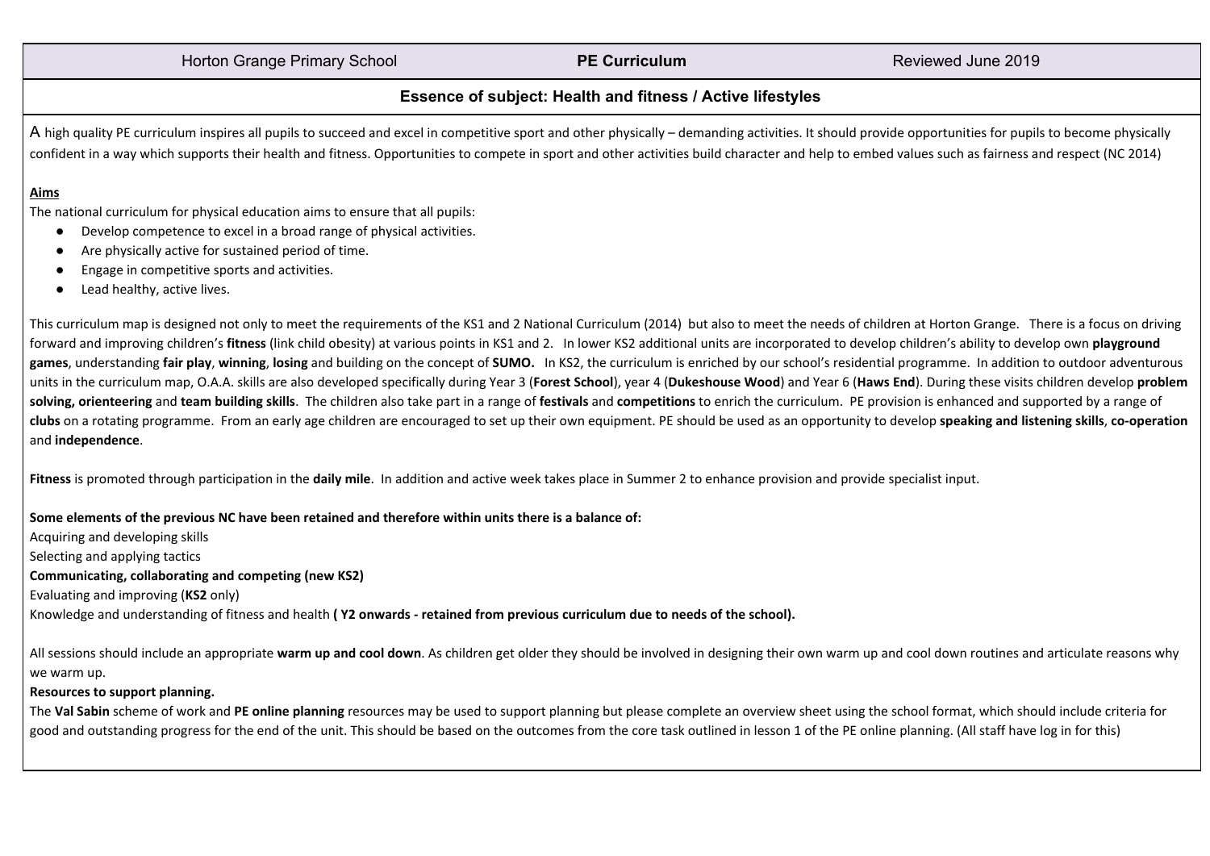| Horton Grange Primary School | **PE Curriculum** | Reviewed June 2019 |
|---|---|---|

## Essence of subject: Health and fitness / Active lifestyles

A high quality PE curriculum inspires all pupils to succeed and excel in competitive sport and other physically – demanding activities. It should provide opportunities for pupils to become physically confident in a way which supports their health and fitness. Opportunities to compete in sport and other activities build character and help to embed values such as fairness and respect (NC 2014)

**Aims**

The national curriculum for physical education aims to ensure that all pupils:

- Develop competence to excel in a broad range of physical activities.
- Are physically active for sustained period of time.
- Engage in competitive sports and activities.
- Lead healthy, active lives.

This curriculum map is designed not only to meet the requirements of the KS1 and 2 National Curriculum (2014) but also to meet the needs of children at Horton Grange. There is a focus on driving forward and improving children's **fitness** (link child obesity) at various points in KS1 and 2. In lower KS2 additional units are incorporated to develop children's ability to develop own **playground games**, understanding **fair play**, **winning**, **losing** and building on the concept of **SUMO.** In KS2, the curriculum is enriched by our school's residential programme. In addition to outdoor adventurous units in the curriculum map, O.A.A. skills are also developed specifically during Year 3 (**Forest School**), year 4 (**Dukeshouse Wood**) and Year 6 (**Haws End**). During these visits children develop **problem solving, orienteering** and **team building skills**. The children also take part in a range of **festivals** and **competitions** to enrich the curriculum. PE provision is enhanced and supported by a range of **clubs** on a rotating programme. From an early age children are encouraged to set up their own equipment. PE should be used as an opportunity to develop **speaking and listening skills**, **co-operation** and **independence**.

**Fitness** is promoted through participation in the **daily mile**. In addition and active week takes place in Summer 2 to enhance provision and provide specialist input.

**Some elements of the previous NC have been retained and therefore within units there is a balance of:**

Acquiring and developing skills
Selecting and applying tactics
**Communicating, collaborating and competing (new KS2)**
Evaluating and improving (**KS2** only)
Knowledge and understanding of fitness and health **( Y2 onwards - retained from previous curriculum due to needs of the school).**

All sessions should include an appropriate **warm up and cool down**. As children get older they should be involved in designing their own warm up and cool down routines and articulate reasons why we warm up.

**Resources to support planning.**

The **Val Sabin** scheme of work and **PE online planning** resources may be used to support planning but please complete an overview sheet using the school format, which should include criteria for good and outstanding progress for the end of the unit. This should be based on the outcomes from the core task outlined in lesson 1 of the PE online planning. (All staff have log in for this)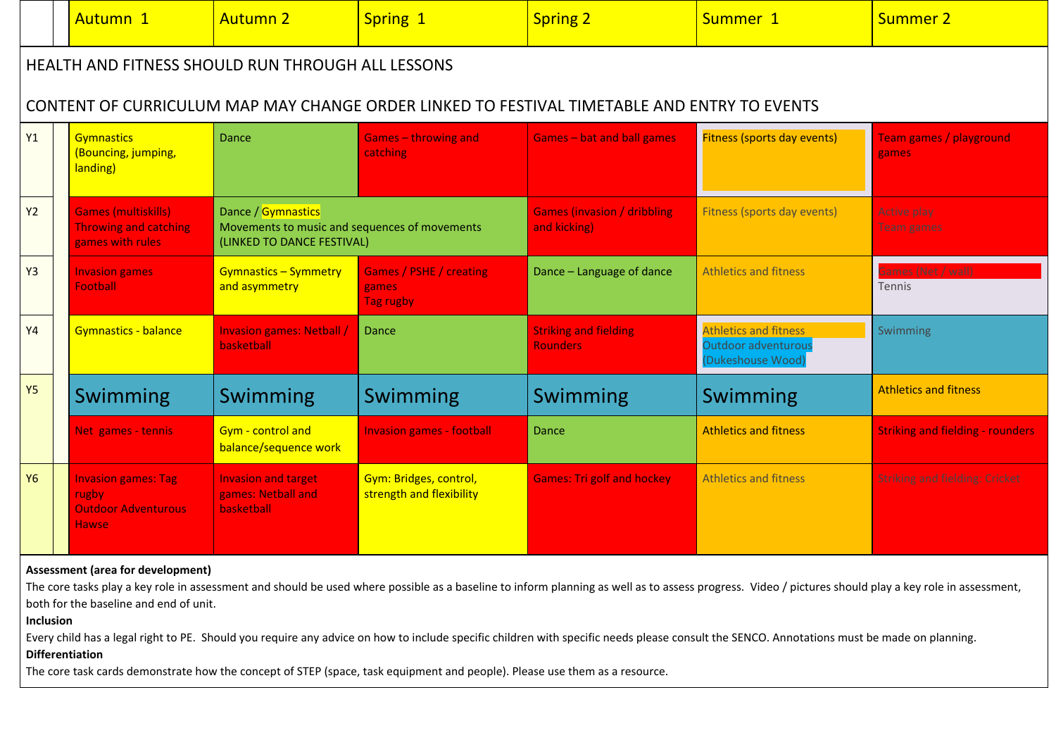| | Autumn 1 | Autumn 2 | Spring 1 | Spring 2 | Summer 1 | Summer 2 |
|---|---|---|---|---|---|---|
| HEALTH AND FITNESS SHOULD RUN THROUGH ALL LESSONS<br><br>CONTENT OF CURRICULUM MAP MAY CHANGE ORDER LINKED TO FESTIVAL TIMETABLE AND ENTRY TO EVENTS | | | | | | |
| Y1 | Gymnastics (Bouncing, jumping, landing) | Dance | Games – throwing and catching | Games – bat and ball games | Fitness (sports day events) | Team games / playground games |
| Y2 | Games (multiskills) Throwing and catching games with rules | Dance / Gymnastics<br>Movements to music and sequences of movements (LINKED TO DANCE FESTIVAL) | | Games (invasion / dribbling and kicking) | Fitness (sports day events) | Active play<br>Team games |
| Y3 | Invasion games<br>Football | Gymnastics – Symmetry and asymmetry | Games / PSHE / creating games<br>Tag rugby | Dance – Language of dance | Athletics and fitness | Games (Net / wall)<br>Tennis |
| Y4 | Gymnastics - balance | Invasion games: Netball / basketball | Dance | Striking and fielding<br>Rounders | Athletics and fitness<br>Outdoor adventurous (Dukeshouse Wood) | Swimming |
| Y5 | Swimming | Swimming | Swimming | Swimming | Swimming | Athletics and fitness |
| | Net games - tennis | Gym - control and balance/sequence work | Invasion games - football | Dance | Athletics and fitness | Striking and fielding - rounders |
| Y6 | Invasion games: Tag rugby<br>Outdoor Adventurous Hawse | Invasion and target games: Netball and basketball | Gym: Bridges, control, strength and flexibility | Games: Tri golf and hockey | Athletics and fitness | Striking and fielding: Cricket |

**Assessment (area for development)**

The core tasks play a key role in assessment and should be used where possible as a baseline to inform planning as well as to assess progress. Video / pictures should play a key role in assessment, both for the baseline and end of unit.

**Inclusion**

Every child has a legal right to PE. Should you require any advice on how to include specific children with specific needs please consult the SENCO. Annotations must be made on planning.

**Differentiation**

The core task cards demonstrate how the concept of STEP (space, task equipment and people). Please use them as a resource.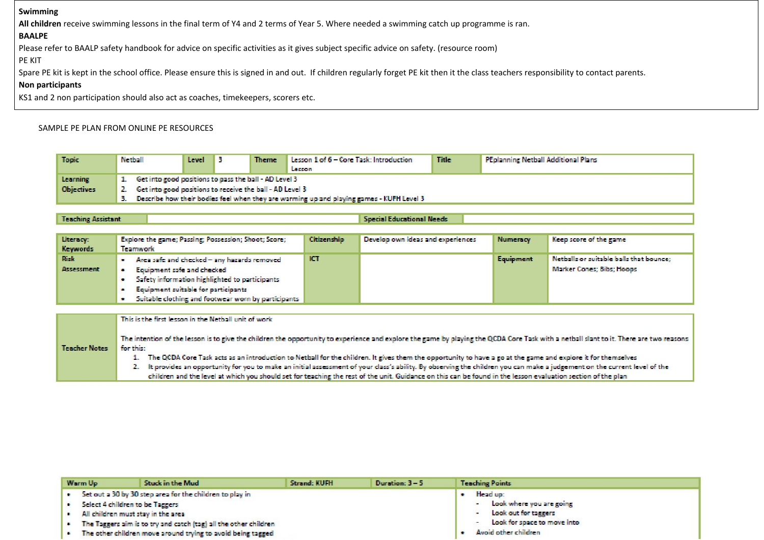**Swimming**

**All children** receive swimming lessons in the final term of Y4 and 2 terms of Year 5. Where needed a swimming catch up programme is ran.

**BAALPE**

Please refer to BAALP safety handbook for advice on specific activities as it gives subject specific advice on safety. (resource room)

PE KIT

Spare PE kit is kept in the school office. Please ensure this is signed in and out. If children regularly forget PE kit then it the class teachers responsibility to contact parents.

**Non participants**

KS1 and 2 non participation should also act as coaches, timekeepers, scorers etc.

SAMPLE PE PLAN FROM ONLINE PE RESOURCES

| Topic | Netball | Level | 3 | Theme | Lesson 1 of 6 – Core Task: Introduction Lesson | Title | PEplanning Netball Additional Plans |
|---|---|---|---|---|---|---|---|
| Learning Objectives | 1. Get into good positions to pass the ball - AD Level 3<br>2. Get into good positions to receive the ball - AD Level 3<br>3. Describe how their bodies feel when they are warming up and playing games - KUFH Level 3 | | | | | | |

| Teaching Assistant | | Special Educational Needs | |
|---|---|---|---|

| Literacy: Keywords | Explore the game; Passing; Possession; Shoot; Score; Teamwork | Citizenship | Develop own ideas and experiences | Numeracy | Keep score of the game |
|---|---|---|---|---|---|
| Risk Assessment | • Area safe and checked – any hazards removed<br>• Equipment safe and checked<br>• Safety information highlighted to participants<br>• Equipment suitable for participants<br>• Suitable clothing and footwear worn by participants | ICT | | Equipment | Netballs or suitable balls that bounce; Marker Cones; Bibs; Hoops |

| Teacher Notes | This is the first lesson in the Netball unit of work<br><br>The intention of the lesson is to give the children the opportunity to experience and explore the game by playing the QCDA Core Task with a netball slant to it. There are two reasons for this:<br>1. The QCDA Core Task acts as an introduction to Netball for the children. It gives them the opportunity to have a go at the game and explore it for themselves<br>2. It provides an opportunity for you to make an initial assessment of your class's ability. By observing the children you can make a judgement on the current level of the children and the level at which you should set for teaching the rest of the unit. Guidance on this can be found in the lesson evaluation section of the plan |
|---|---|

| Warm Up | Stuck in the Mud | Strand: KUFH | Duration: 3 – 5 | Teaching Points |
|---|---|---|---|---|
| • Set out a 30 by 30 step area for the children to play in<br>• Select 4 children to be Taggers<br>• All children must stay in the area<br>• The Taggers aim is to try and catch (tag) all the other children<br>• The other children move around trying to avoid being tagged | | | | • Head up:<br>- Look where you are going<br>- Look out for taggers<br>- Look for space to move into<br>• Avoid other children |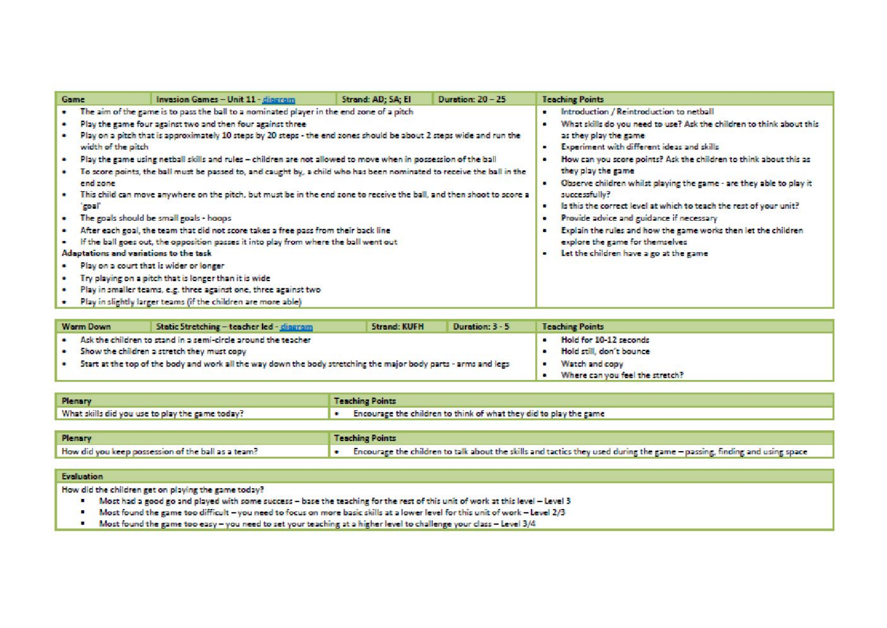| Game | Invasion Games – Unit 11 - diagram | Strand: AD; SA; EI | Duration: 20 – 25 | Teaching Points |
|---|---|---|---|---|
| • The aim of the game is to pass the ball to a nominated player in the end zone of a pitch<br>• Play the game four against two and then four against three<br>• Play on a pitch that is approximately 10 steps by 20 steps - the end zones should be about 2 steps wide and run the width of the pitch<br>• Play the game using netball skills and rules – children are not allowed to move when in possession of the ball<br>• To score points, the ball must be passed to, and caught by, a child who has been nominated to receive the ball in the end zone<br>• This child can move anywhere on the pitch, but must be in the end zone to receive the ball, and then shoot to score a 'goal'<br>• The goals should be small goals - hoops<br>• After each goal, the team that did not score takes a free pass from their back line<br>• If the ball goes out, the opposition passes it into play from where the ball went out<br>**Adaptations and variations to the task**<br>• Play on a court that is wider or longer<br>• Try playing on a pitch that is longer than it is wide<br>• Play in smaller teams, e.g. three against one, three against two<br>• Play in slightly larger teams (if the children are more able) | | | | • Introduction / Reintroduction to netball<br>• What skills do you need to use? Ask the children to think about this as they play the game<br>• Experiment with different ideas and skills<br>• How can you score points? Ask the children to think about this as they play the game<br>• Observe children whilst playing the game - are they able to play it successfully?<br>• Is this the correct level at which to teach the rest of your unit?<br>• Provide advice and guidance if necessary<br>• Explain the rules and how the game works then let the children explore the game for themselves<br>• Let the children have a go at the game |

| Warm Down | Static Stretching – teacher led - diagram | Strand: KUFH | Duration: 3 - 5 | Teaching Points |
|---|---|---|---|---|
| • Ask the children to stand in a semi-circle around the teacher<br>• Show the children a stretch they must copy<br>• Start at the top of the body and work all the way down the body stretching the major body parts - arms and legs | | | | • Hold for 10-12 seconds<br>• Hold still, don't bounce<br>• Watch and copy<br>• Where can you feel the stretch? |

| Plenary | Teaching Points |
|---|---|
| What skills did you use to play the game today? | • Encourage the children to think of what they did to play the game |

| Plenary | Teaching Points |
|---|---|
| How did you keep possession of the ball as a team? | • Encourage the children to talk about the skills and tactics they used during the game – passing, finding and using space |

| Evaluation |
|---|
| How did the children get on playing the game today?<br>▪ Most had a good go and played with some success – base the teaching for the rest of this unit of work at this level – Level 3<br>▪ Most found the game too difficult – you need to focus on more basic skills at a lower level for this unit of work – Level 2/3<br>▪ Most found the game too easy – you need to set your teaching at a higher level to challenge your class – Level 3/4 |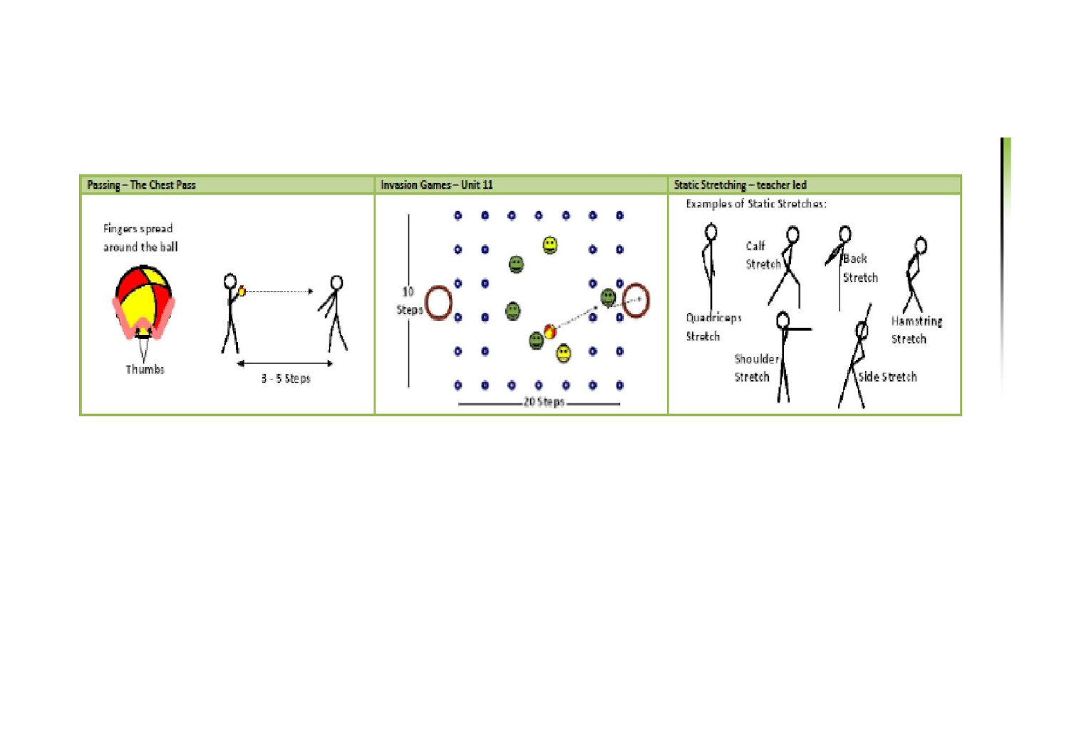| Passing – The Chest Pass | Invasion Games – Unit 11 | Static Stretching – teacher led |
| --- | --- | --- |
| Fingers spread around the ball<br>Thumbs<br>3 - 5 Steps | 10 Steps<br>20 Steps | Examples of Static Stretches:<br>Quadriceps Stretch<br>Calf Stretch<br>Back Stretch<br>Hamstring Stretch<br>Shoulder Stretch<br>Side Stretch |